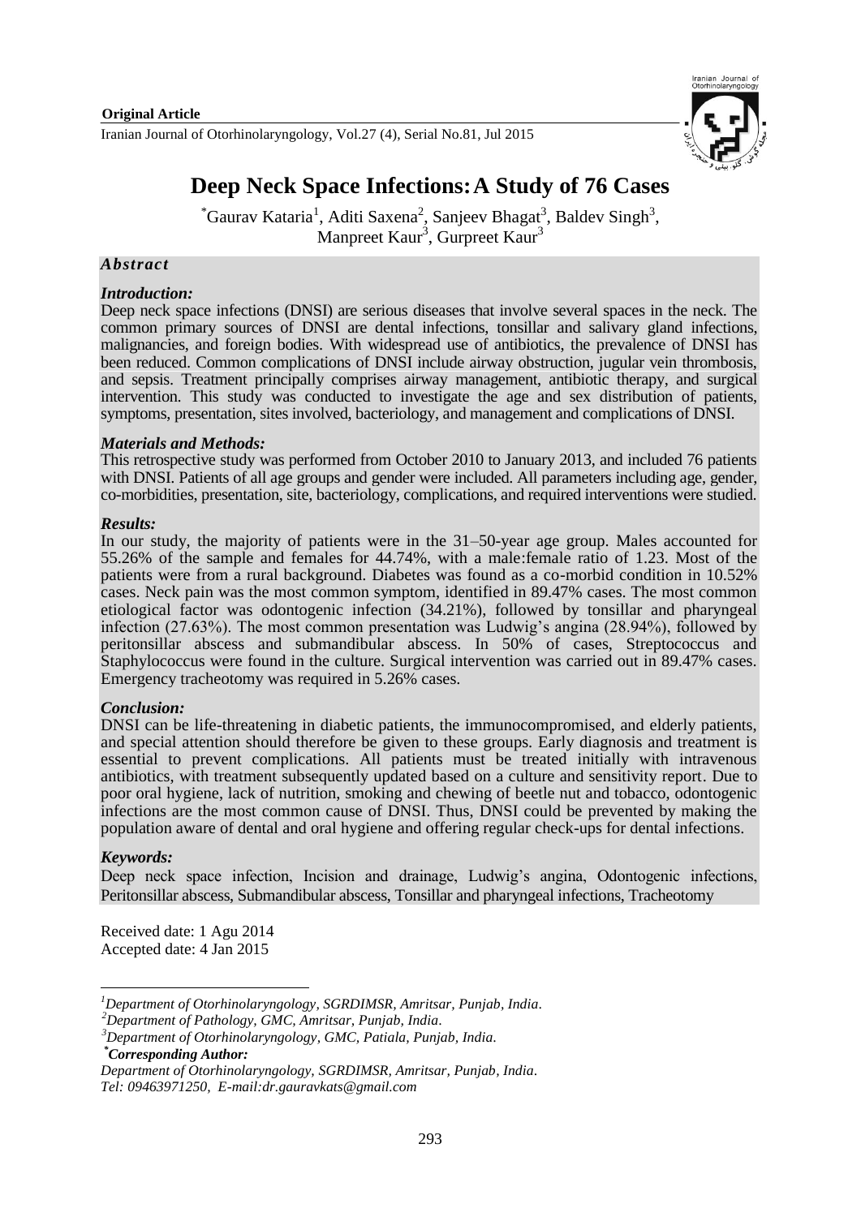**Original Article**

# Deep Neck Space Infections: A Study of 76 Cases

*Gaurav Kataria[1], Aditi Saxena[2], Sanjeev Bhagat[3], Baldev Singh[3], Manpreet Kaur[3], Gurpreet Kaur[3]

## *Abstract*

### *Introduction:*

Deep neck space infections (DNSI) are serious diseases that involve several spaces in the neck. The common primary sources of DNSI are dental infections, tonsillar and salivary gland infections, malignancies, and foreign bodies. With widespread use of antibiotics, the prevalence of DNSI has been reduced. Common complications of DNSI include airway obstruction, jugular vein thrombosis, and sepsis. Treatment principally comprises airway management, antibiotic therapy, and surgical intervention. This study was conducted to investigate the age and sex distribution of patients, symptoms, presentation, sites involved, bacteriology, and management and complications of DNSI.

### *Materials and Methods:*

This retrospective study was performed from October 2010 to January 2013, and included 76 patients with DNSI. Patients of all age groups and gender were included. All parameters including age, gender, co-morbidities, presentation, site, bacteriology, complications, and required interventions were studied.

### *Results:*

In our study, the majority of patients were in the 31–50-year age group. Males accounted for 55.26% of the sample and females for 44.74%, with a male:female ratio of 1.23. Most of the patients were from a rural background. Diabetes was found as a co-morbid condition in 10.52% cases. Neck pain was the most common symptom, identified in 89.47% cases. The most common etiological factor was odontogenic infection (34.21%), followed by tonsillar and pharyngeal infection (27.63%). The most common presentation was Ludwig's angina (28.94%), followed by peritonsillar abscess and submandibular abscess. In 50% of cases, Streptococcus and Staphylococcus were found in the culture. Surgical intervention was carried out in 89.47% cases. Emergency tracheotomy was required in 5.26% cases.

### *Conclusion:*

DNSI can be life-threatening in diabetic patients, the immunocompromised, and elderly patients, and special attention should therefore be given to these groups. Early diagnosis and treatment is essential to prevent complications. All patients must be treated initially with intravenous antibiotics, with treatment subsequently updated based on a culture and sensitivity report. Due to poor oral hygiene, lack of nutrition, smoking and chewing of beetle nut and tobacco, odontogenic infections are the most common cause of DNSI. Thus, DNSI could be prevented by making the population aware of dental and oral hygiene and offering regular check-ups for dental infections.

### *Keywords:*

Deep neck space infection, Incision and drainage, Ludwig's angina, Odontogenic infections, Peritonsillar abscess, Submandibular abscess, Tonsillar and pharyngeal infections, Tracheotomy

Received date: 1 Agu 2014
Accepted date: 4 Jan 2015

---

[1]*Department of Otorhinolaryngology, SGRDIMSR, Amritsar, Punjab, India.*
[2]*Department of Pathology, GMC, Amritsar, Punjab, India.*
[3]*Department of Otorhinolaryngology, GMC, Patiala, Punjab, India.*
**\*Corresponding Author:**
*Department of Otorhinolaryngology, SGRDIMSR, Amritsar, Punjab, India.*
*Tel: 09463971250, E-mail:dr.gauravkats@gmail.com*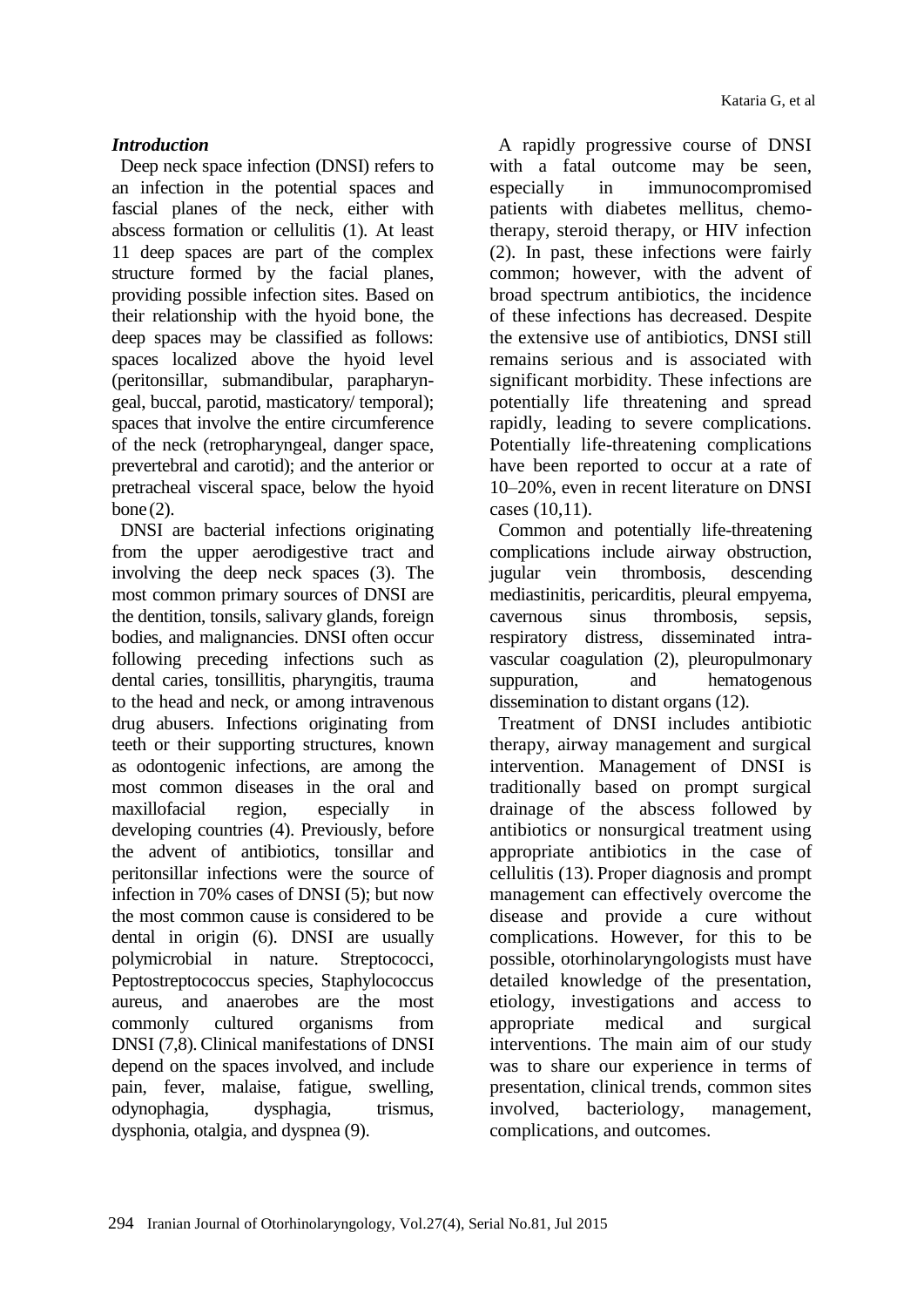### *Introduction*

Deep neck space infection (DNSI) refers to an infection in the potential spaces and fascial planes of the neck, either with abscess formation or cellulitis (1). At least 11 deep spaces are part of the complex structure formed by the facial planes, providing possible infection sites. Based on their relationship with the hyoid bone, the deep spaces may be classified as follows: spaces localized above the hyoid level (peritonsillar, submandibular, parapharyngeal, buccal, parotid, masticatory/ temporal); spaces that involve the entire circumference of the neck (retropharyngeal, danger space, prevertebral and carotid); and the anterior or pretracheal visceral space, below the hyoid bone (2).

DNSI are bacterial infections originating from the upper aerodigestive tract and involving the deep neck spaces (3). The most common primary sources of DNSI are the dentition, tonsils, salivary glands, foreign bodies, and malignancies. DNSI often occur following preceding infections such as dental caries, tonsillitis, pharyngitis, trauma to the head and neck, or among intravenous drug abusers. Infections originating from teeth or their supporting structures, known as odontogenic infections, are among the most common diseases in the oral and maxillofacial region, especially in developing countries (4). Previously, before the advent of antibiotics, tonsillar and peritonsillar infections were the source of infection in 70% cases of DNSI (5); but now the most common cause is considered to be dental in origin (6). DNSI are usually polymicrobial in nature. Streptococci, Peptostreptococcus species, Staphylococcus aureus, and anaerobes are the most commonly cultured organisms from DNSI (7,8). Clinical manifestations of DNSI depend on the spaces involved, and include pain, fever, malaise, fatigue, swelling, odynophagia, dysphagia, trismus, dysphonia, otalgia, and dyspnea (9).

A rapidly progressive course of DNSI with a fatal outcome may be seen, especially in immunocompromised patients with diabetes mellitus, chemotherapy, steroid therapy, or HIV infection (2). In past, these infections were fairly common; however, with the advent of broad spectrum antibiotics, the incidence of these infections has decreased. Despite the extensive use of antibiotics, DNSI still remains serious and is associated with significant morbidity. These infections are potentially life threatening and spread rapidly, leading to severe complications. Potentially life-threatening complications have been reported to occur at a rate of 10–20%, even in recent literature on DNSI cases (10,11).

Common and potentially life-threatening complications include airway obstruction, jugular vein thrombosis, descending mediastinitis, pericarditis, pleural empyema, cavernous sinus thrombosis, sepsis, respiratory distress, disseminated intravascular coagulation (2), pleuropulmonary suppuration, and hematogenous dissemination to distant organs (12).

Treatment of DNSI includes antibiotic therapy, airway management and surgical intervention. Management of DNSI is traditionally based on prompt surgical drainage of the abscess followed by antibiotics or nonsurgical treatment using appropriate antibiotics in the case of cellulitis (13). Proper diagnosis and prompt management can effectively overcome the disease and provide a cure without complications. However, for this to be possible, otorhinolaryngologists must have detailed knowledge of the presentation, etiology, investigations and access to appropriate medical and surgical interventions. The main aim of our study was to share our experience in terms of presentation, clinical trends, common sites involved, bacteriology, management, complications, and outcomes.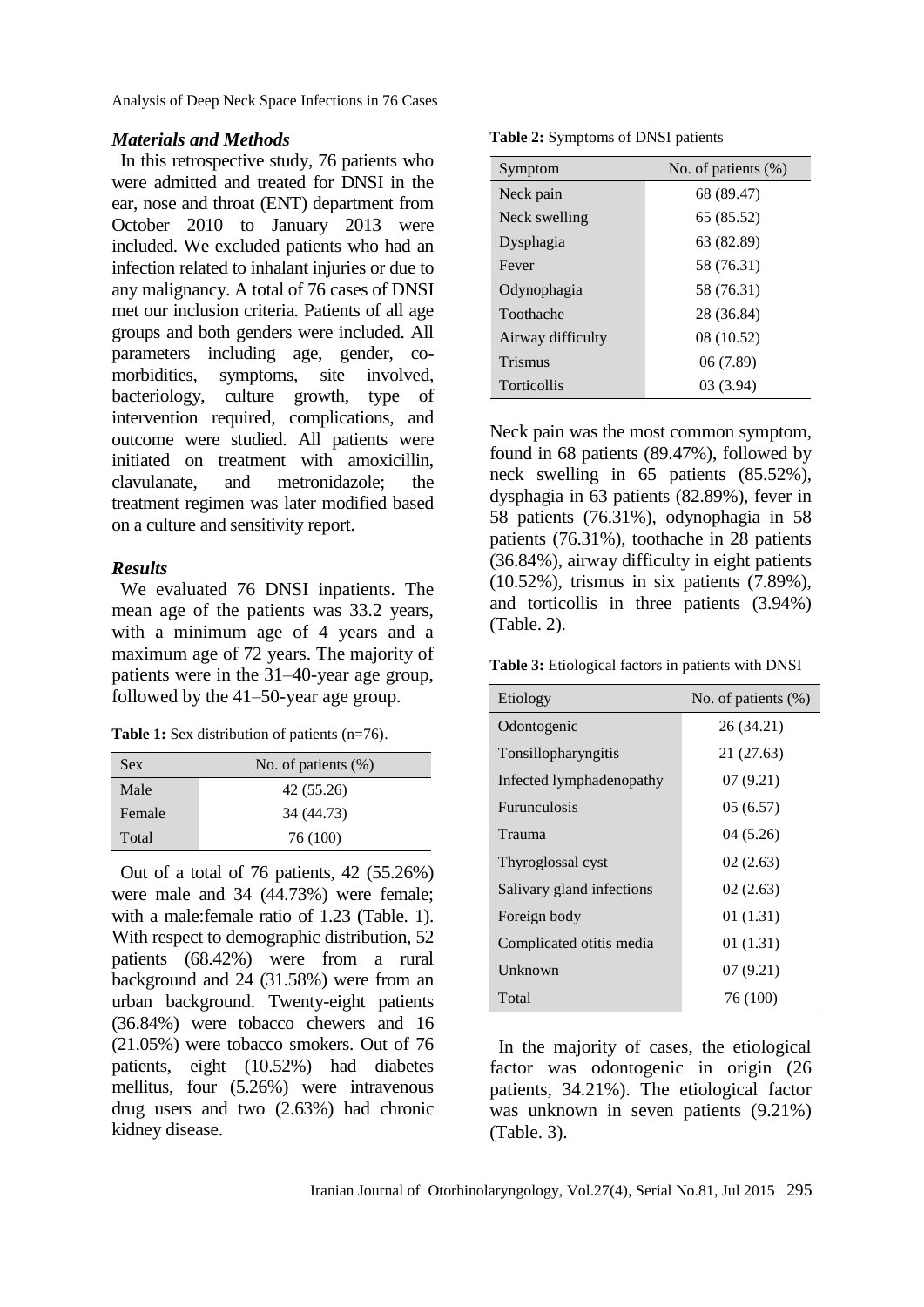### *Materials and Methods*

In this retrospective study, 76 patients who were admitted and treated for DNSI in the ear, nose and throat (ENT) department from October 2010 to January 2013 were included. We excluded patients who had an infection related to inhalant injuries or due to any malignancy. A total of 76 cases of DNSI met our inclusion criteria. Patients of all age groups and both genders were included. All parameters including age, gender, co-morbidities, symptoms, site involved, bacteriology, culture growth, type of intervention required, complications, and outcome were studied. All patients were initiated on treatment with amoxicillin, clavulanate, and metronidazole; the treatment regimen was later modified based on a culture and sensitivity report.

### *Results*

We evaluated 76 DNSI inpatients. The mean age of the patients was 33.2 years, with a minimum age of 4 years and a maximum age of 72 years. The majority of patients were in the 31–40-year age group, followed by the 41–50-year age group.

**Table 1:** Sex distribution of patients (n=76).

| Sex | No. of patients (%) |
|---|---|
| Male | 42 (55.26) |
| Female | 34 (44.73) |
| Total | 76 (100) |

Out of a total of 76 patients, 42 (55.26%) were male and 34 (44.73%) were female; with a male:female ratio of 1.23 (Table. 1). With respect to demographic distribution, 52 patients (68.42%) were from a rural background and 24 (31.58%) were from an urban background. Twenty-eight patients (36.84%) were tobacco chewers and 16 (21.05%) were tobacco smokers. Out of 76 patients, eight (10.52%) had diabetes mellitus, four (5.26%) were intravenous drug users and two (2.63%) had chronic kidney disease.

**Table 2:** Symptoms of DNSI patients

| Symptom | No. of patients (%) |
|---|---|
| Neck pain | 68 (89.47) |
| Neck swelling | 65 (85.52) |
| Dysphagia | 63 (82.89) |
| Fever | 58 (76.31) |
| Odynophagia | 58 (76.31) |
| Toothache | 28 (36.84) |
| Airway difficulty | 08 (10.52) |
| Trismus | 06 (7.89) |
| Torticollis | 03 (3.94) |

Neck pain was the most common symptom, found in 68 patients (89.47%), followed by neck swelling in 65 patients (85.52%), dysphagia in 63 patients (82.89%), fever in 58 patients (76.31%), odynophagia in 58 patients (76.31%), toothache in 28 patients (36.84%), airway difficulty in eight patients (10.52%), trismus in six patients (7.89%), and torticollis in three patients (3.94%) (Table. 2).

**Table 3:** Etiological factors in patients with DNSI

| Etiology | No. of patients (%) |
|---|---|
| Odontogenic | 26 (34.21) |
| Tonsillopharyngitis | 21 (27.63) |
| Infected lymphadenopathy | 07 (9.21) |
| Furunculosis | 05 (6.57) |
| Trauma | 04 (5.26) |
| Thyroglossal cyst | 02 (2.63) |
| Salivary gland infections | 02 (2.63) |
| Foreign body | 01 (1.31) |
| Complicated otitis media | 01 (1.31) |
| Unknown | 07 (9.21) |
| Total | 76 (100) |

In the majority of cases, the etiological factor was odontogenic in origin (26 patients, 34.21%). The etiological factor was unknown in seven patients (9.21%) (Table. 3).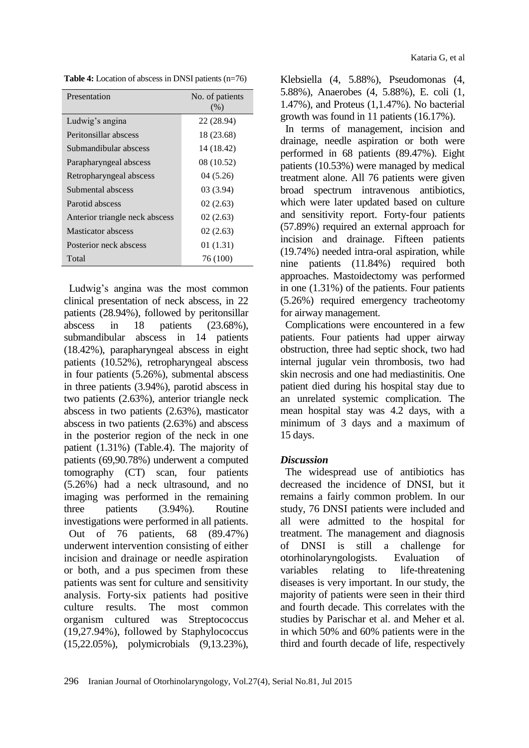**Table 4:** Location of abscess in DNSI patients (n=76)

| Presentation | No. of patients (%) |
|---|---|
| Ludwig's angina | 22 (28.94) |
| Peritonsillar abscess | 18 (23.68) |
| Submandibular abscess | 14 (18.42) |
| Parapharyngeal abscess | 08 (10.52) |
| Retropharyngeal abscess | 04 (5.26) |
| Submental abscess | 03 (3.94) |
| Parotid abscess | 02 (2.63) |
| Anterior triangle neck abscess | 02 (2.63) |
| Masticator abscess | 02 (2.63) |
| Posterior neck abscess | 01 (1.31) |
| Total | 76 (100) |

Ludwig's angina was the most common clinical presentation of neck abscess, in 22 patients (28.94%), followed by peritonsillar abscess in 18 patients (23.68%), submandibular abscess in 14 patients (18.42%), parapharyngeal abscess in eight patients (10.52%), retropharyngeal abscess in four patients (5.26%), submental abscess in three patients (3.94%), parotid abscess in two patients (2.63%), anterior triangle neck abscess in two patients (2.63%), masticator abscess in two patients (2.63%) and abscess in the posterior region of the neck in one patient (1.31%) (Table.4). The majority of patients (69,90.78%) underwent a computed tomography (CT) scan, four patients (5.26%) had a neck ultrasound, and no imaging was performed in the remaining three patients (3.94%). Routine investigations were performed in all patients.

Out of 76 patients, 68 (89.47%) underwent intervention consisting of either incision and drainage or needle aspiration or both, and a pus specimen from these patients was sent for culture and sensitivity analysis. Forty-six patients had positive culture results. The most common organism cultured was Streptococcus (19,27.94%), followed by Staphylococcus (15,22.05%), polymicrobials (9,13.23%), Klebsiella (4, 5.88%), Pseudomonas (4, 5.88%), Anaerobes (4, 5.88%), E. coli (1, 1.47%), and Proteus (1,1.47%). No bacterial growth was found in 11 patients (16.17%).

In terms of management, incision and drainage, needle aspiration or both were performed in 68 patients (89.47%). Eight patients (10.53%) were managed by medical treatment alone. All 76 patients were given broad spectrum intravenous antibiotics, which were later updated based on culture and sensitivity report. Forty-four patients (57.89%) required an external approach for incision and drainage. Fifteen patients (19.74%) needed intra-oral aspiration, while nine patients (11.84%) required both approaches. Mastoidectomy was performed in one (1.31%) of the patients. Four patients (5.26%) required emergency tracheotomy for airway management.

Complications were encountered in a few patients. Four patients had upper airway obstruction, three had septic shock, two had internal jugular vein thrombosis, two had skin necrosis and one had mediastinitis. One patient died during his hospital stay due to an unrelated systemic complication. The mean hospital stay was 4.2 days, with a minimum of 3 days and a maximum of 15 days.

### *Discussion*

The widespread use of antibiotics has decreased the incidence of DNSI, but it remains a fairly common problem. In our study, 76 DNSI patients were included and all were admitted to the hospital for treatment. The management and diagnosis of DNSI is still a challenge for otorhinolaryngologists. Evaluation of variables relating to life-threatening diseases is very important. In our study, the majority of patients were seen in their third and fourth decade. This correlates with the studies by Parischar et al. and Meher et al. in which 50% and 60% patients were in the third and fourth decade of life, respectively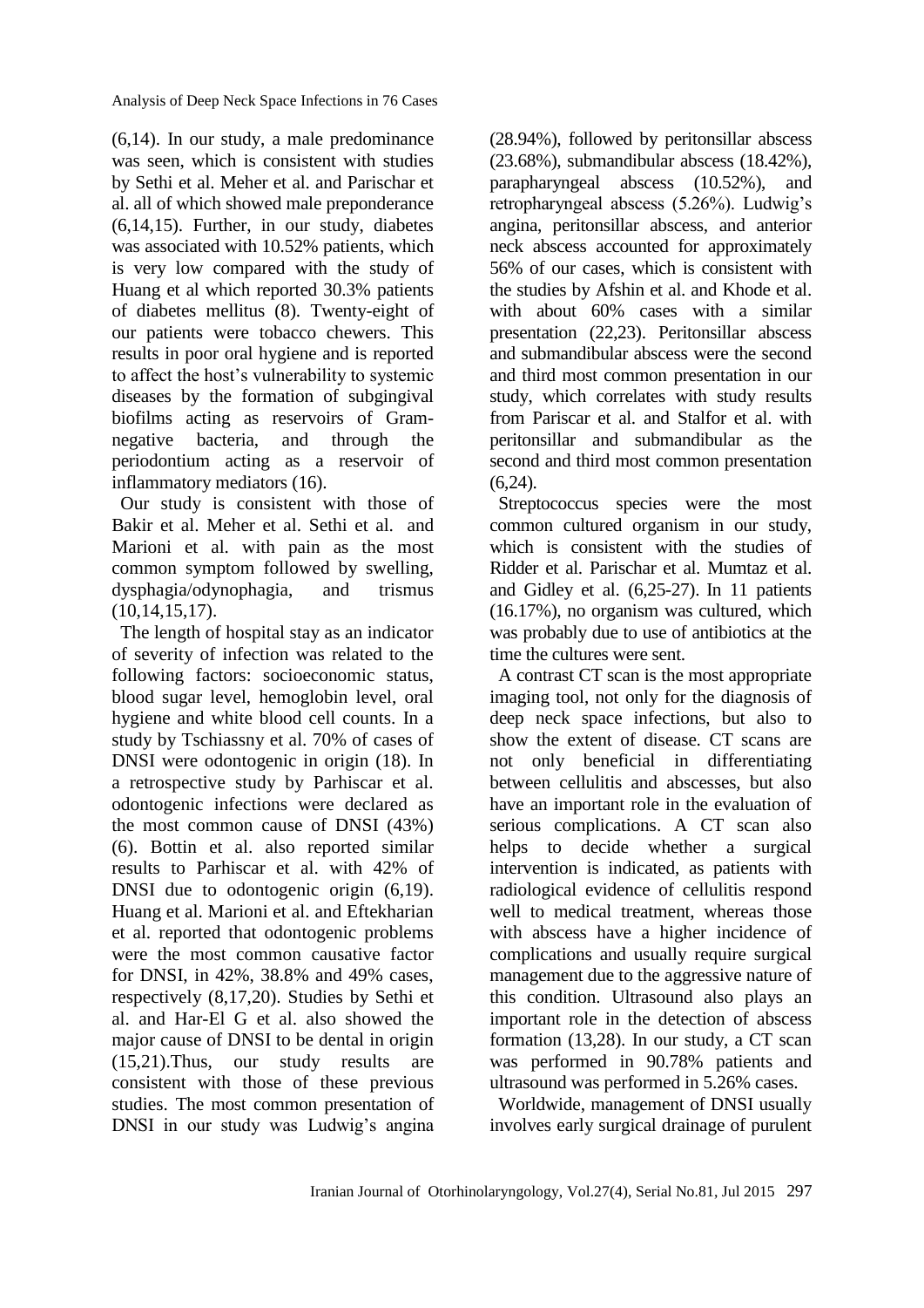(6,14). In our study, a male predominance was seen, which is consistent with studies by Sethi et al. Meher et al. and Parischar et al. all of which showed male preponderance (6,14,15). Further, in our study, diabetes was associated with 10.52% patients, which is very low compared with the study of Huang et al which reported 30.3% patients of diabetes mellitus (8). Twenty-eight of our patients were tobacco chewers. This results in poor oral hygiene and is reported to affect the host's vulnerability to systemic diseases by the formation of subgingival biofilms acting as reservoirs of Gram-negative bacteria, and through the periodontium acting as a reservoir of inflammatory mediators (16).

Our study is consistent with those of Bakir et al. Meher et al. Sethi et al. and Marioni et al. with pain as the most common symptom followed by swelling, dysphagia/odynophagia, and trismus (10,14,15,17).

The length of hospital stay as an indicator of severity of infection was related to the following factors: socioeconomic status, blood sugar level, hemoglobin level, oral hygiene and white blood cell counts. In a study by Tschiassny et al. 70% of cases of DNSI were odontogenic in origin (18). In a retrospective study by Parhiscar et al. odontogenic infections were declared as the most common cause of DNSI (43%) (6). Bottin et al. also reported similar results to Parhiscar et al. with 42% of DNSI due to odontogenic origin (6,19). Huang et al. Marioni et al. and Eftekharian et al. reported that odontogenic problems were the most common causative factor for DNSI, in 42%, 38.8% and 49% cases, respectively (8,17,20). Studies by Sethi et al. and Har-El G et al. also showed the major cause of DNSI to be dental in origin (15,21).Thus, our study results are consistent with those of these previous studies. The most common presentation of DNSI in our study was Ludwig's angina (28.94%), followed by peritonsillar abscess (23.68%), submandibular abscess (18.42%), parapharyngeal abscess (10.52%), and retropharyngeal abscess (5.26%). Ludwig's angina, peritonsillar abscess, and anterior neck abscess accounted for approximately 56% of our cases, which is consistent with the studies by Afshin et al. and Khode et al. with about 60% cases with a similar presentation (22,23). Peritonsillar abscess and submandibular abscess were the second and third most common presentation in our study, which correlates with study results from Pariscar et al. and Stalfor et al. with peritonsillar and submandibular as the second and third most common presentation (6,24).

Streptococcus species were the most common cultured organism in our study, which is consistent with the studies of Ridder et al. Parischar et al. Mumtaz et al. and Gidley et al. (6,25-27). In 11 patients (16.17%), no organism was cultured, which was probably due to use of antibiotics at the time the cultures were sent.

A contrast CT scan is the most appropriate imaging tool, not only for the diagnosis of deep neck space infections, but also to show the extent of disease. CT scans are not only beneficial in differentiating between cellulitis and abscesses, but also have an important role in the evaluation of serious complications. A CT scan also helps to decide whether a surgical intervention is indicated, as patients with radiological evidence of cellulitis respond well to medical treatment, whereas those with abscess have a higher incidence of complications and usually require surgical management due to the aggressive nature of this condition. Ultrasound also plays an important role in the detection of abscess formation (13,28). In our study, a CT scan was performed in 90.78% patients and ultrasound was performed in 5.26% cases.

Worldwide, management of DNSI usually involves early surgical drainage of purulent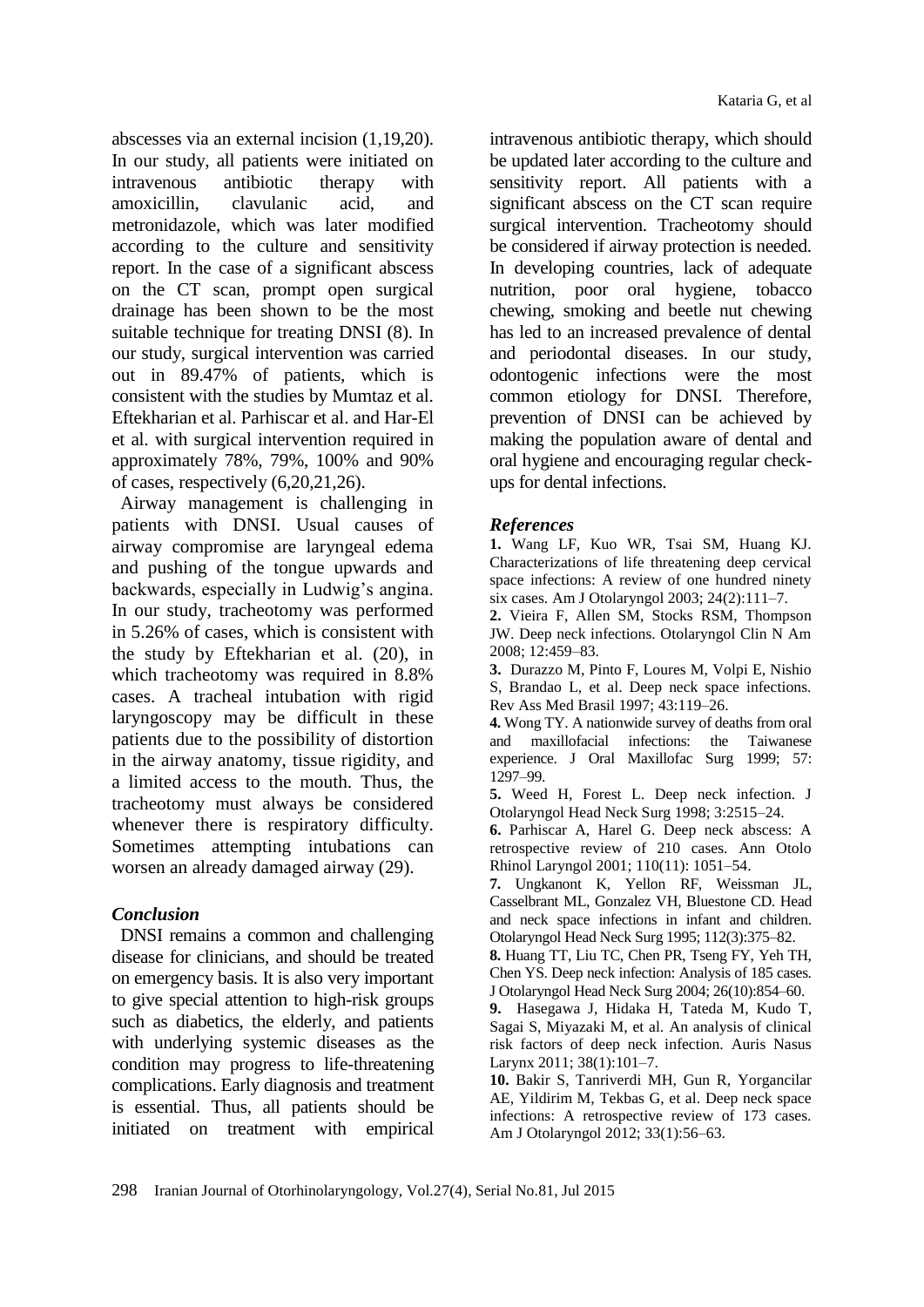abscesses via an external incision (1,19,20). In our study, all patients were initiated on intravenous antibiotic therapy with amoxicillin, clavulanic acid, and metronidazole, which was later modified according to the culture and sensitivity report. In the case of a significant abscess on the CT scan, prompt open surgical drainage has been shown to be the most suitable technique for treating DNSI (8). In our study, surgical intervention was carried out in 89.47% of patients, which is consistent with the studies by Mumtaz et al. Eftekharian et al. Parhiscar et al. and Har-El et al. with surgical intervention required in approximately 78%, 79%, 100% and 90% of cases, respectively (6,20,21,26).

Airway management is challenging in patients with DNSI. Usual causes of airway compromise are laryngeal edema and pushing of the tongue upwards and backwards, especially in Ludwig's angina. In our study, tracheotomy was performed in 5.26% of cases, which is consistent with the study by Eftekharian et al. (20), in which tracheotomy was required in 8.8% cases. A tracheal intubation with rigid laryngoscopy may be difficult in these patients due to the possibility of distortion in the airway anatomy, tissue rigidity, and a limited access to the mouth. Thus, the tracheotomy must always be considered whenever there is respiratory difficulty. Sometimes attempting intubations can worsen an already damaged airway (29).

## *Conclusion*

DNSI remains a common and challenging disease for clinicians, and should be treated on emergency basis. It is also very important to give special attention to high-risk groups such as diabetics, the elderly, and patients with underlying systemic diseases as the condition may progress to life-threatening complications. Early diagnosis and treatment is essential. Thus, all patients should be initiated on treatment with empirical intravenous antibiotic therapy, which should be updated later according to the culture and sensitivity report. All patients with a significant abscess on the CT scan require surgical intervention. Tracheotomy should be considered if airway protection is needed. In developing countries, lack of adequate nutrition, poor oral hygiene, tobacco chewing, smoking and beetle nut chewing has led to an increased prevalence of dental and periodontal diseases. In our study, odontogenic infections were the most common etiology for DNSI. Therefore, prevention of DNSI can be achieved by making the population aware of dental and oral hygiene and encouraging regular check-ups for dental infections.

## *References*

**1.** Wang LF, Kuo WR, Tsai SM, Huang KJ. Characterizations of life threatening deep cervical space infections: A review of one hundred ninety six cases. Am J Otolaryngol 2003; 24(2):111–7.

**2.** Vieira F, Allen SM, Stocks RSM, Thompson JW. Deep neck infections. Otolaryngol Clin N Am 2008; 12:459–83.

**3.** Durazzo M, Pinto F, Loures M, Volpi E, Nishio S, Brandao L, et al. Deep neck space infections. Rev Ass Med Brasil 1997; 43:119–26.

**4.** Wong TY. A nationwide survey of deaths from oral and maxillofacial infections: the Taiwanese experience. J Oral Maxillofac Surg 1999; 57: 1297–99.

**5.** Weed H, Forest L. Deep neck infection. J Otolaryngol Head Neck Surg 1998; 3:2515–24.

**6.** Parhiscar A, Harel G. Deep neck abscess: A retrospective review of 210 cases. Ann Otolo Rhinol Laryngol 2001; 110(11): 1051–54.

**7.** Ungkanont K, Yellon RF, Weissman JL, Casselbrant ML, Gonzalez VH, Bluestone CD. Head and neck space infections in infant and children. Otolaryngol Head Neck Surg 1995; 112(3):375–82.

**8.** Huang TT, Liu TC, Chen PR, Tseng FY, Yeh TH, Chen YS. Deep neck infection: Analysis of 185 cases. J Otolaryngol Head Neck Surg 2004; 26(10):854–60.

**9.** Hasegawa J, Hidaka H, Tateda M, Kudo T, Sagai S, Miyazaki M, et al. An analysis of clinical risk factors of deep neck infection. Auris Nasus Larynx 2011; 38(1):101–7.

**10.** Bakir S, Tanriverdi MH, Gun R, Yorgancilar AE, Yildirim M, Tekbas G, et al. Deep neck space infections: A retrospective review of 173 cases. Am J Otolaryngol 2012; 33(1):56–63.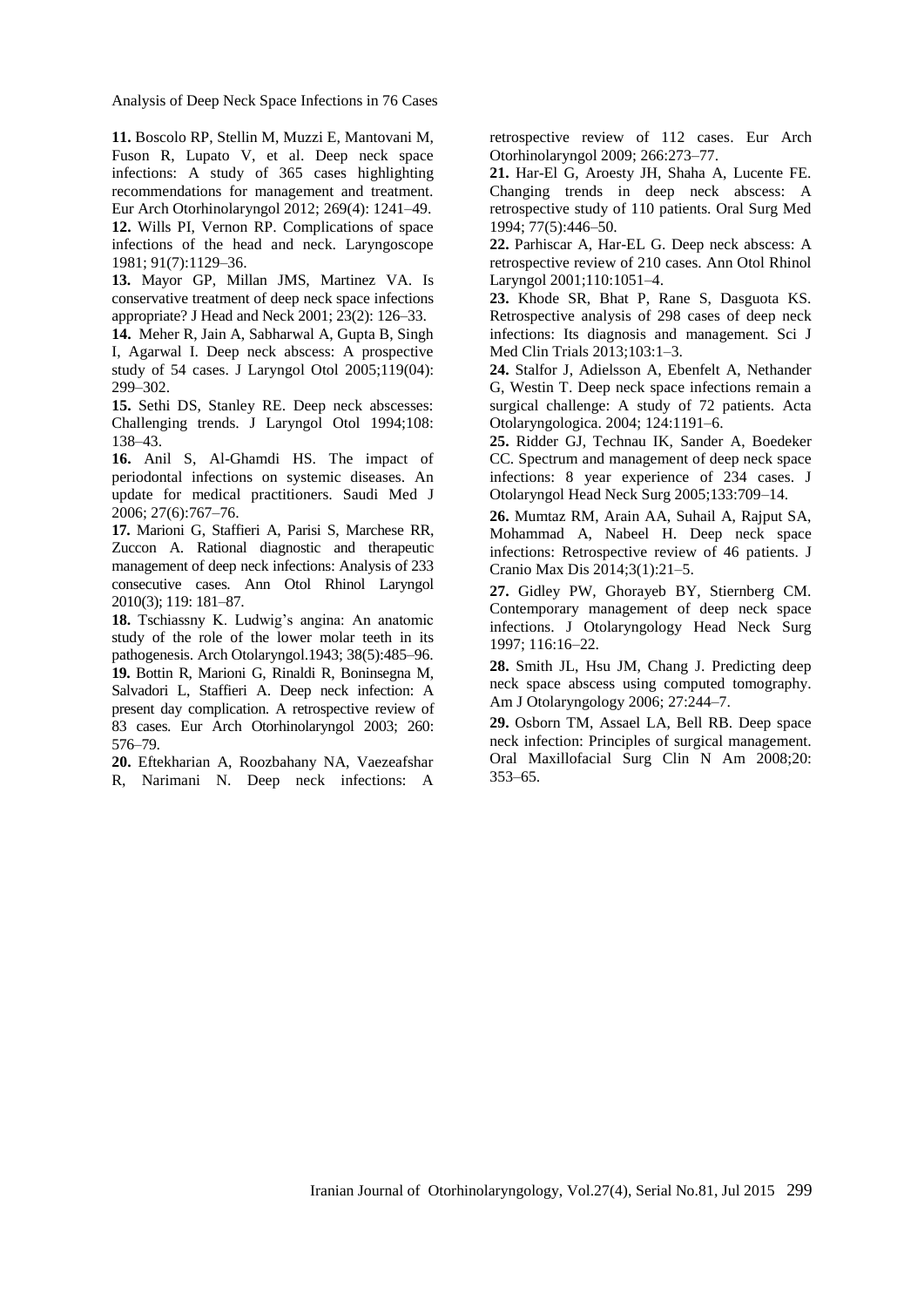**11.** Boscolo RP, Stellin M, Muzzi E, Mantovani M, Fuson R, Lupato V, et al. Deep neck space infections: A study of 365 cases highlighting recommendations for management and treatment. Eur Arch Otorhinolaryngol 2012; 269(4): 1241–49.

**12.** Wills PI, Vernon RP. Complications of space infections of the head and neck. Laryngoscope 1981; 91(7):1129–36.

**13.** Mayor GP, Millan JMS, Martinez VA. Is conservative treatment of deep neck space infections appropriate? J Head and Neck 2001; 23(2): 126–33.

**14.** Meher R, Jain A, Sabharwal A, Gupta B, Singh I, Agarwal I. Deep neck abscess: A prospective study of 54 cases. J Laryngol Otol 2005;119(04): 299–302.

**15.** Sethi DS, Stanley RE. Deep neck abscesses: Challenging trends. J Laryngol Otol 1994;108: 138–43.

**16.** Anil S, Al-Ghamdi HS. The impact of periodontal infections on systemic diseases. An update for medical practitioners. Saudi Med J 2006; 27(6):767–76.

**17.** Marioni G, Staffieri A, Parisi S, Marchese RR, Zuccon A. Rational diagnostic and therapeutic management of deep neck infections: Analysis of 233 consecutive cases. Ann Otol Rhinol Laryngol 2010(3); 119: 181–87.

**18.** Tschiassny K. Ludwig's angina: An anatomic study of the role of the lower molar teeth in its pathogenesis. Arch Otolaryngol.1943; 38(5):485–96.

**19.** Bottin R, Marioni G, Rinaldi R, Boninsegna M, Salvadori L, Staffieri A. Deep neck infection: A present day complication. A retrospective review of 83 cases. Eur Arch Otorhinolaryngol 2003; 260: 576–79.

**20.** Eftekharian A, Roozbahany NA, Vaezeafshar R, Narimani N. Deep neck infections: A retrospective review of 112 cases. Eur Arch Otorhinolaryngol 2009; 266:273–77.

**21.** Har-El G, Aroesty JH, Shaha A, Lucente FE. Changing trends in deep neck abscess: A retrospective study of 110 patients. Oral Surg Med 1994; 77(5):446–50.

**22.** Parhiscar A, Har-EL G. Deep neck abscess: A retrospective review of 210 cases. Ann Otol Rhinol Laryngol 2001;110:1051–4.

**23.** Khode SR, Bhat P, Rane S, Dasguota KS. Retrospective analysis of 298 cases of deep neck infections: Its diagnosis and management. Sci J Med Clin Trials 2013;103:1–3.

**24.** Stalfor J, Adielsson A, Ebenfelt A, Nethander G, Westin T. Deep neck space infections remain a surgical challenge: A study of 72 patients. Acta Otolaryngologica. 2004; 124:1191–6.

**25.** Ridder GJ, Technau IK, Sander A, Boedeker CC. Spectrum and management of deep neck space infections: 8 year experience of 234 cases. J Otolaryngol Head Neck Surg 2005;133:709–14.

**26.** Mumtaz RM, Arain AA, Suhail A, Rajput SA, Mohammad A, Nabeel H. Deep neck space infections: Retrospective review of 46 patients. J Cranio Max Dis 2014;3(1):21–5.

**27.** Gidley PW, Ghorayeb BY, Stiernberg CM. Contemporary management of deep neck space infections. J Otolaryngology Head Neck Surg 1997; 116:16–22.

**28.** Smith JL, Hsu JM, Chang J. Predicting deep neck space abscess using computed tomography. Am J Otolaryngology 2006; 27:244–7.

**29.** Osborn TM, Assael LA, Bell RB. Deep space neck infection: Principles of surgical management. Oral Maxillofacial Surg Clin N Am 2008;20: 353–65.